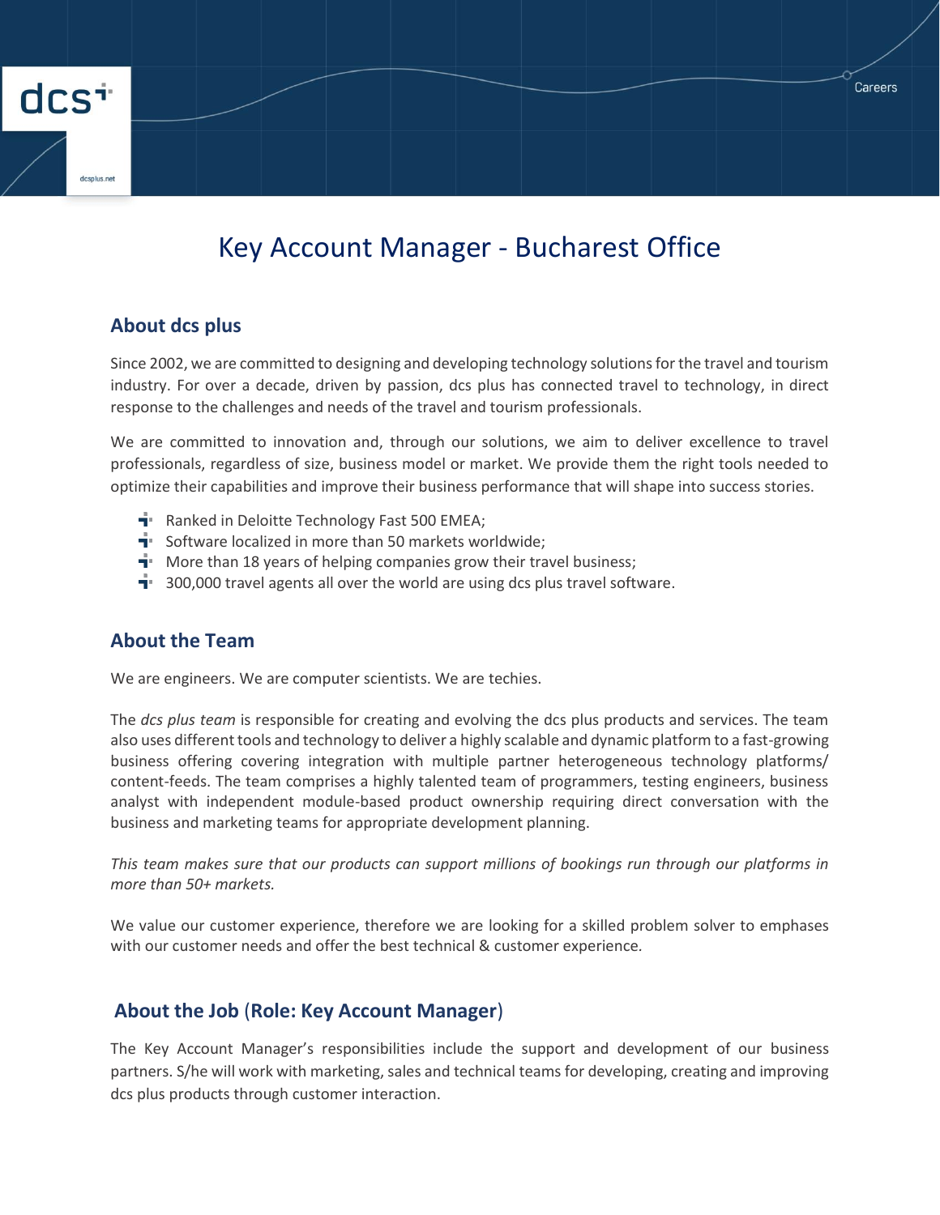# Key Account Manager - Bucharest Office

## About dcs plus

Since 2002, we are committed to designing and developing technology solutions for the travel and tourism industry. For over a decade, driven by passion, dcs plus has connected travel to technology, in direct response to the challenges and needs of the travel and tourism professionals.

We are committed to innovation and, through our solutions, we aim to deliver excellence to travel professionals, regardless of size, business model or market. We provide them the right tools needed to optimize their capabilities and improve their business performance that will shape into success stories.

- Ranked in Deloitte Technology Fast 500 EMEA;
- Software localized in more than 50 markets worldwide;
- More than 18 years of helping companies grow their travel business;
- 300,000 travel agents all over the world are using dcs plus travel software.

## About the Team

We are engineers. We are computer scientists. We are techies.

The *dcs plus team* is responsible for creating and evolving the dcs plus products and services. The team also uses different tools and technology to deliver a highly scalable and dynamic platform to a fast-growing business offering covering integration with multiple partner heterogeneous technology platforms/ content-feeds. The team comprises a highly talented team of programmers, testing engineers, business analyst with independent module-based product ownership requiring direct conversation with the business and marketing teams for appropriate development planning.

*This team makes sure that our products can support millions of bookings run through our platforms in more than 50+ markets.*

We value our customer experience, therefore we are looking for a skilled problem solver to emphases with our customer needs and offer the best technical & customer experience.

## About the Job (Role: Key Account Manager)

The Key Account Manager's responsibilities include the support and development of our business partners. S/he will work with marketing, sales and technical teams for developing, creating and improving dcs plus products through customer interaction.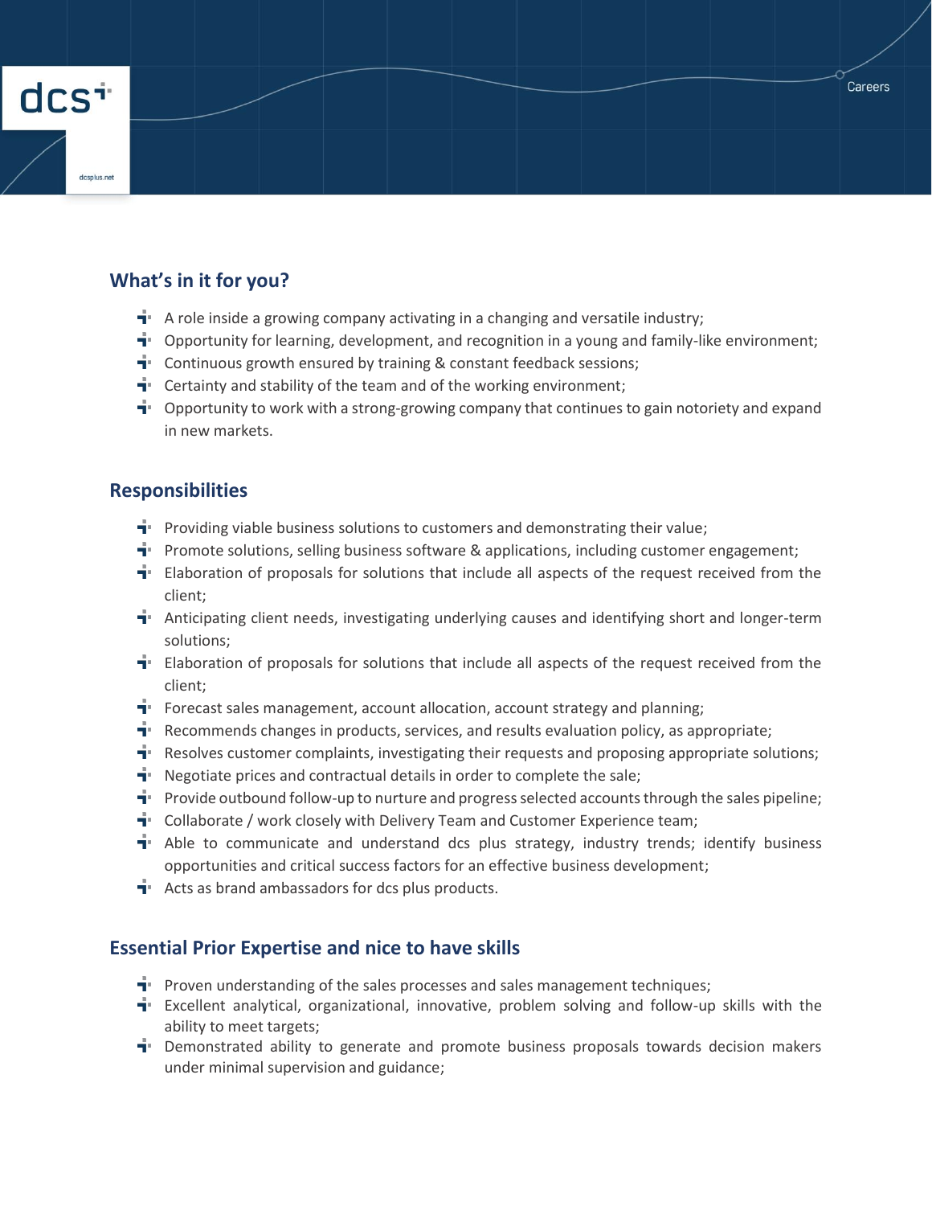## What's in it for you?

- A role inside a growing company activating in a changing and versatile industry;
- Opportunity for learning, development, and recognition in a young and family-like environment;
- Continuous growth ensured by training & constant feedback sessions;
- Certainty and stability of the team and of the working environment;
- Opportunity to work with a strong-growing company that continues to gain notoriety and expand in new markets.

## Responsibilities

- Providing viable business solutions to customers and demonstrating their value;
- Promote solutions, selling business software & applications, including customer engagement;
- Elaboration of proposals for solutions that include all aspects of the request received from the client;
- Anticipating client needs, investigating underlying causes and identifying short and longer-term solutions;
- Elaboration of proposals for solutions that include all aspects of the request received from the client;
- Forecast sales management, account allocation, account strategy and planning;
- Recommends changes in products, services, and results evaluation policy, as appropriate;
- Resolves customer complaints, investigating their requests and proposing appropriate solutions;
- Negotiate prices and contractual details in order to complete the sale;
- Provide outbound follow-up to nurture and progress selected accounts through the sales pipeline;
- Collaborate / work closely with Delivery Team and Customer Experience team;
- Able to communicate and understand dcs plus strategy, industry trends; identify business opportunities and critical success factors for an effective business development;
- Acts as brand ambassadors for dcs plus products.

## Essential Prior Expertise and nice to have skills

- Proven understanding of the sales processes and sales management techniques;
- Excellent analytical, organizational, innovative, problem solving and follow-up skills with the ability to meet targets;
- Demonstrated ability to generate and promote business proposals towards decision makers under minimal supervision and guidance;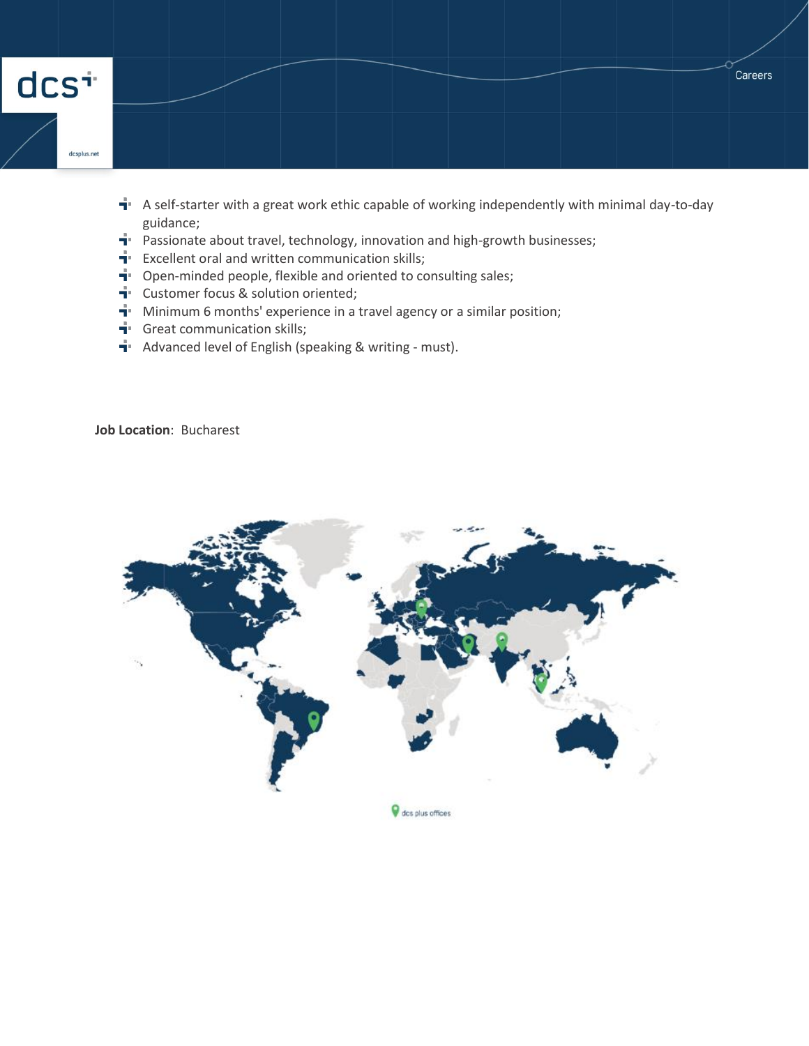- A self-starter with a great work ethic capable of working independently with minimal day-to-day guidance;
- Passionate about travel, technology, innovation and high-growth businesses;
- Excellent oral and written communication skills;
- Open-minded people, flexible and oriented to consulting sales;
- Customer focus & solution oriented;
- Minimum 6 months' experience in a travel agency or a similar position;
- Great communication skills;
- Advanced level of English (speaking & writing - must).

**Job Location**: Bucharest

dcs plus offices